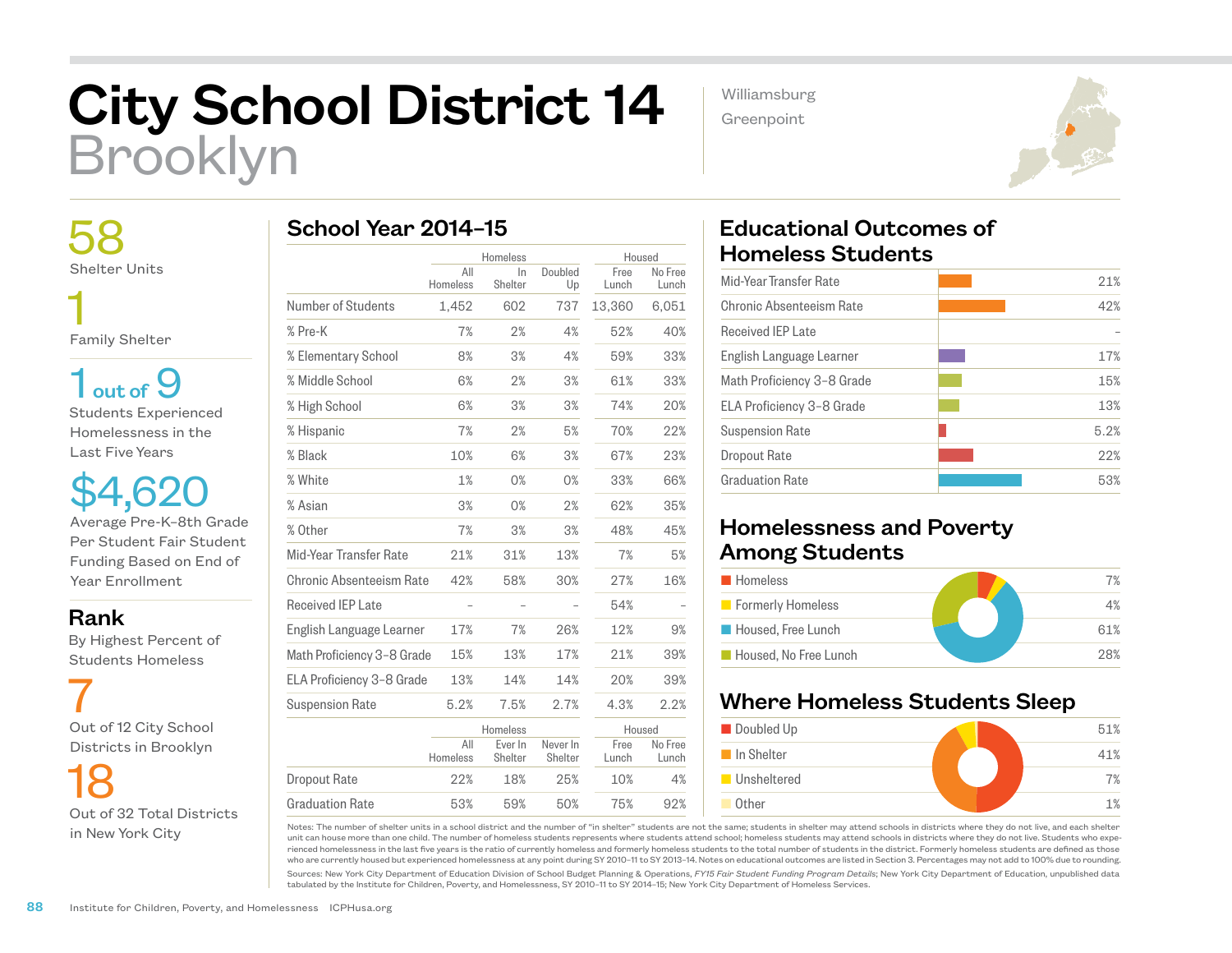# City School District 14
## Brooklyn

Williamsburg
Greenpoint

**58**
Shelter Units

**1**
Family Shelter

**1 out of 9**
Students Experienced Homelessness in the Last Five Years

**$4,620**
Average Pre-K–8th Grade Per Student Fair Student Funding Based on End of Year Enrollment

**Rank**
By Highest Percent of Students Homeless

**7**
Out of 12 City School Districts in Brooklyn

**18**
Out of 32 Total Districts in New York City

## School Year 2014–15

| | Homeless | | | Housed | |
|---|---|---|---|---|---|
| | All Homeless | In Shelter | Doubled Up | Free Lunch | No Free Lunch |
| Number of Students | 1,452 | 602 | 737 | 13,360 | 6,051 |
| % Pre-K | 7% | 2% | 4% | 52% | 40% |
| % Elementary School | 8% | 3% | 4% | 59% | 33% |
| % Middle School | 6% | 2% | 3% | 61% | 33% |
| % High School | 6% | 3% | 3% | 74% | 20% |
| % Hispanic | 7% | 2% | 5% | 70% | 22% |
| % Black | 10% | 6% | 3% | 67% | 23% |
| % White | 1% | 0% | 0% | 33% | 66% |
| % Asian | 3% | 0% | 2% | 62% | 35% |
| % Other | 7% | 3% | 3% | 48% | 45% |
| Mid-Year Transfer Rate | 21% | 31% | 13% | 7% | 5% |
| Chronic Absenteeism Rate | 42% | 58% | 30% | 27% | 16% |
| Received IEP Late | – | – | – | 54% | – |
| English Language Learner | 17% | 7% | 26% | 12% | 9% |
| Math Proficiency 3–8 Grade | 15% | 13% | 17% | 21% | 39% |
| ELA Proficiency 3–8 Grade | 13% | 14% | 14% | 20% | 39% |
| Suspension Rate | 5.2% | 7.5% | 2.7% | 4.3% | 2.2% |

| | Homeless | | | Housed | |
|---|---|---|---|---|---|
| | All Homeless | Ever In Shelter | Never In Shelter | Free Lunch | No Free Lunch |
| Dropout Rate | 22% | 18% | 25% | 10% | 4% |
| Graduation Rate | 53% | 59% | 50% | 75% | 92% |

## Educational Outcomes of Homeless Students

| Outcome | Rate |
|---|---|
| Mid-Year Transfer Rate | 21% |
| Chronic Absenteeism Rate | 42% |
| Received IEP Late | – |
| English Language Learner | 17% |
| Math Proficiency 3–8 Grade | 15% |
| ELA Proficiency 3–8 Grade | 13% |
| Suspension Rate | 5.2% |
| Dropout Rate | 22% |
| Graduation Rate | 53% |

## Homelessness and Poverty Among Students

| Category | Percent |
|---|---|
| Homeless | 7% |
| Formerly Homeless | 4% |
| Housed, Free Lunch | 61% |
| Housed, No Free Lunch | 28% |

## Where Homeless Students Sleep

| Category | Percent |
|---|---|
| Doubled Up | 51% |
| In Shelter | 41% |
| Unsheltered | 7% |
| Other | 1% |

Notes: The number of shelter units in a school district and the number of "in shelter" students are not the same; students in shelter may attend schools in districts where they do not live, and each shelter unit can house more than one child. The number of homeless students represents where students attend school; homeless students may attend schools in districts where they do not live. Students who experienced homelessness in the last five years is the ratio of currently homeless and formerly homeless students to the total number of students in the district. Formerly homeless students are defined as those who are currently housed but experienced homelessness at any point during SY 2010–11 to SY 2013–14. Notes on educational outcomes are listed in Section 3. Percentages may not add to 100% due to rounding.

Sources: New York City Department of Education Division of School Budget Planning & Operations, *FY15 Fair Student Funding Program Details*; New York City Department of Education, unpublished data tabulated by the Institute for Children, Poverty, and Homelessness, SY 2010–11 to SY 2014–15; New York City Department of Homeless Services.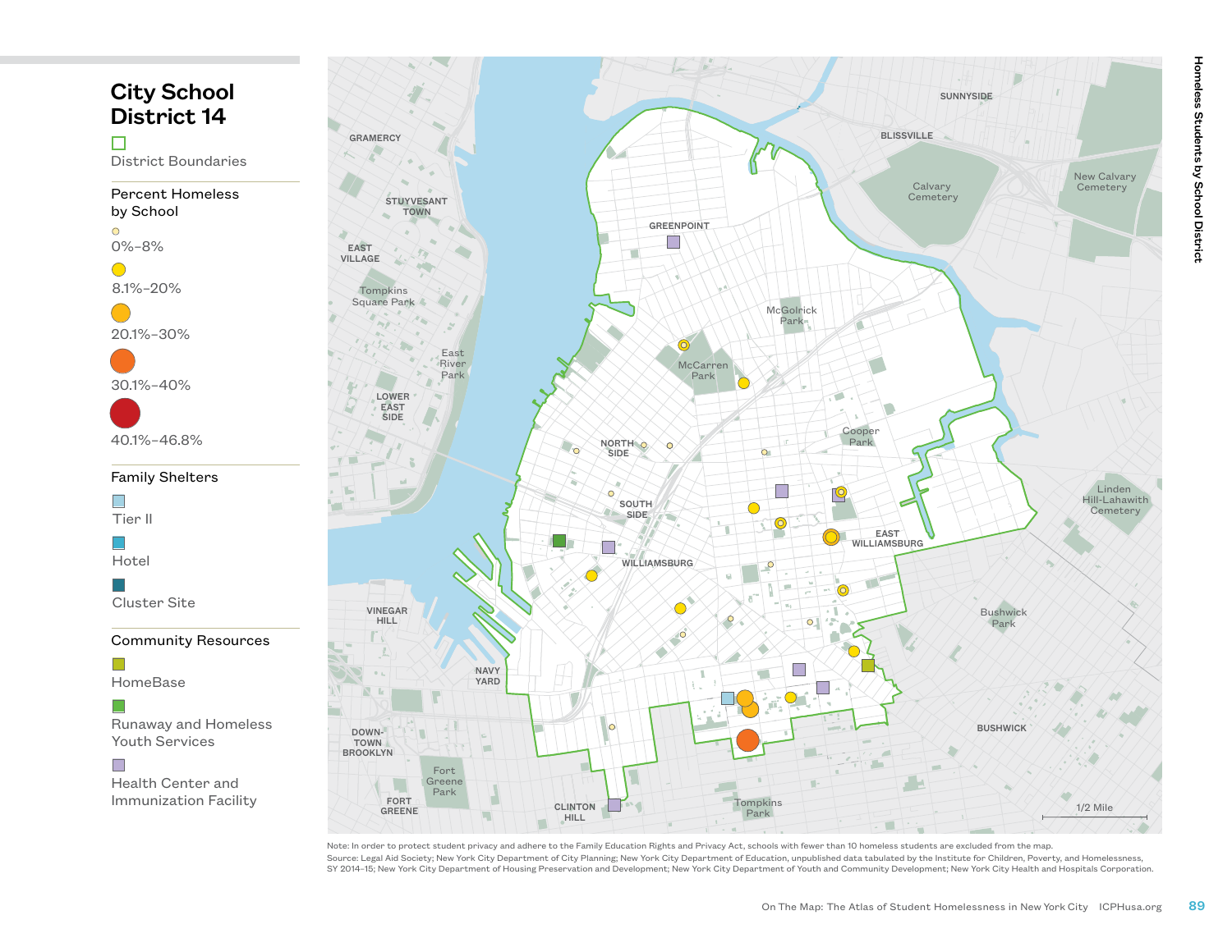# City School District 14

District Boundaries

Percent Homeless by School

0%–8%

8.1%–20%

20.1%–30%

30.1%–40%

40.1%–46.8%

Family Shelters

Tier II

Hotel

Cluster Site

Community Resources

HomeBase

Runaway and Homeless Youth Services

Health Center and Immunization Facility

GRAMERCY
STUYVESANT TOWN
EAST VILLAGE
Tompkins Square Park
East River Park
LOWER EAST SIDE
VINEGAR HILL
NAVY YARD
DOWN-TOWN BROOKLYN
Fort Greene Park
FORT GREENE
CLINTON HILL
Tompkins Park
GREENPOINT
McGolrick Park
McCarren Park
NORTH SIDE
SOUTH SIDE
WILLIAMSBURG
Cooper Park
EAST WILLIAMSBURG
SUNNYSIDE
BLISSVILLE
Calvary Cemetery
New Calvary Cemetery
Linden Hill-Lahawith Cemetery
Bushwick Park
BUSHWICK
1/2 Mile

Note: In order to protect student privacy and adhere to the Family Education Rights and Privacy Act, schools with fewer than 10 homeless students are excluded from the map.

Source: Legal Aid Society; New York City Department of City Planning; New York City Department of Education, unpublished data tabulated by the Institute for Children, Poverty, and Homelessness, SY 2014–15; New York City Department of Housing Preservation and Development; New York City Department of Youth and Community Development; New York City Health and Hospitals Corporation.